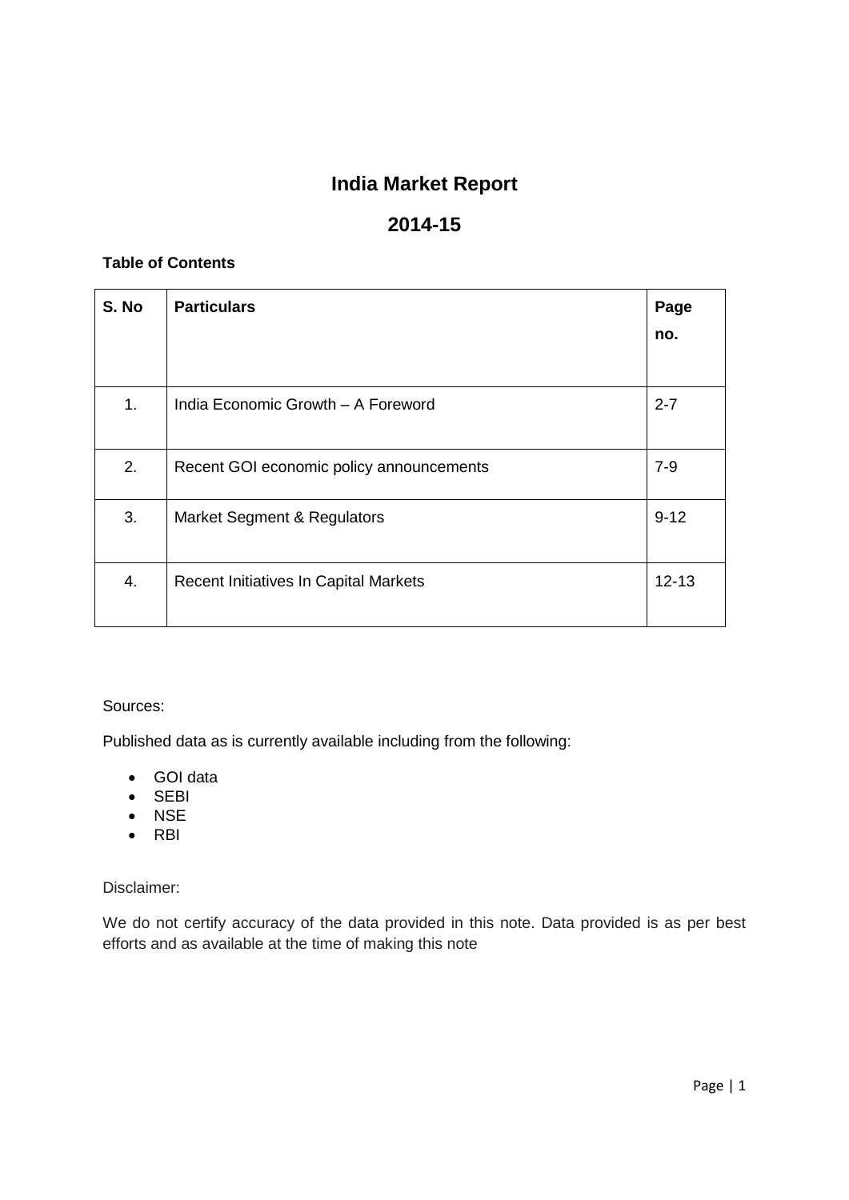# India Market Report

## 2014-15

**Table of Contents**

| S. No | Particulars | Page no. |
| --- | --- | --- |
| 1. | India Economic Growth – A Foreword | 2-7 |
| 2. | Recent GOI economic policy announcements | 7-9 |
| 3. | Market Segment & Regulators | 9-12 |
| 4. | Recent Initiatives In Capital Markets | 12-13 |

Sources:

Published data as is currently available including from the following:

- GOI data
- SEBI
- NSE
- RBI

Disclaimer:

We do not certify accuracy of the data provided in this note. Data provided is as per best efforts and as available at the time of making this note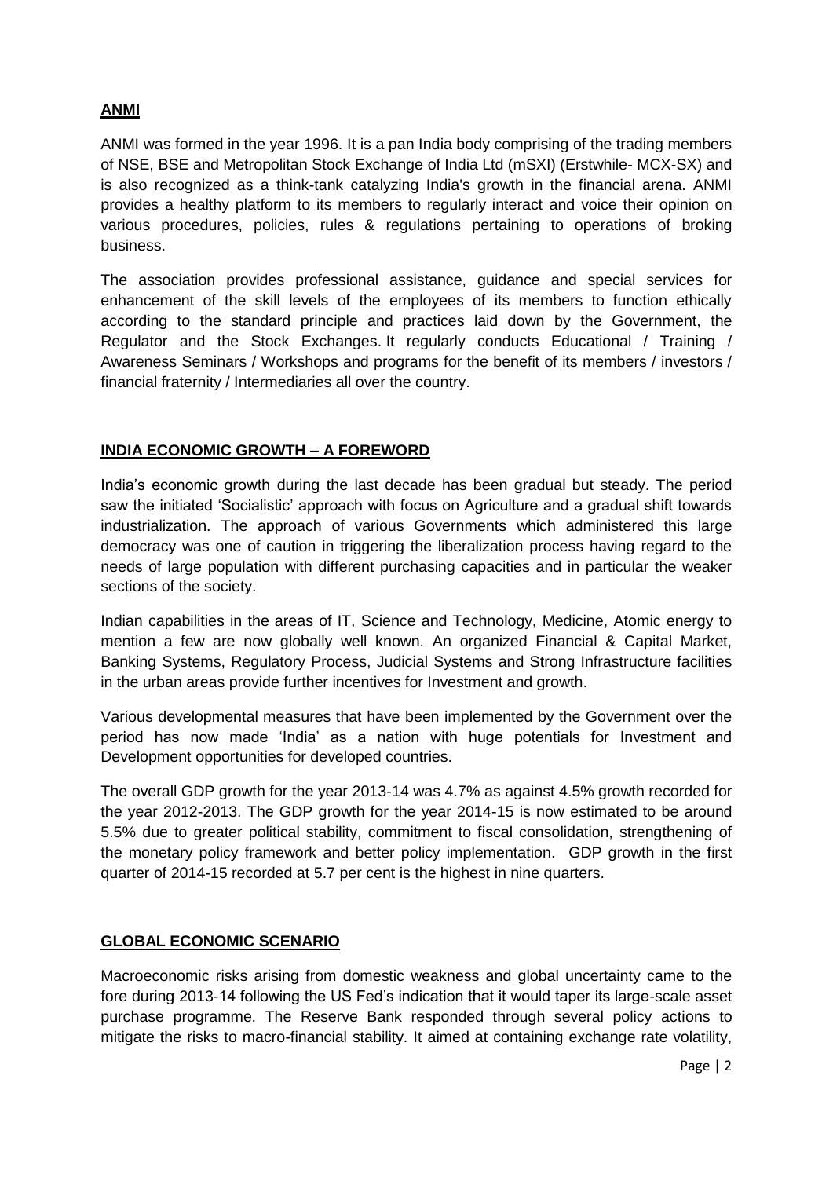## ANMI

ANMI was formed in the year 1996. It is a pan India body comprising of the trading members of NSE, BSE and Metropolitan Stock Exchange of India Ltd (mSXI) (Erstwhile- MCX-SX) and is also recognized as a think-tank catalyzing India's growth in the financial arena. ANMI provides a healthy platform to its members to regularly interact and voice their opinion on various procedures, policies, rules & regulations pertaining to operations of broking business.

The association provides professional assistance, guidance and special services for enhancement of the skill levels of the employees of its members to function ethically according to the standard principle and practices laid down by the Government, the Regulator and the Stock Exchanges. It regularly conducts Educational / Training / Awareness Seminars / Workshops and programs for the benefit of its members / investors / financial fraternity / Intermediaries all over the country.

## INDIA ECONOMIC GROWTH – A FOREWORD

India's economic growth during the last decade has been gradual but steady. The period saw the initiated 'Socialistic' approach with focus on Agriculture and a gradual shift towards industrialization. The approach of various Governments which administered this large democracy was one of caution in triggering the liberalization process having regard to the needs of large population with different purchasing capacities and in particular the weaker sections of the society.

Indian capabilities in the areas of IT, Science and Technology, Medicine, Atomic energy to mention a few are now globally well known. An organized Financial & Capital Market, Banking Systems, Regulatory Process, Judicial Systems and Strong Infrastructure facilities in the urban areas provide further incentives for Investment and growth.

Various developmental measures that have been implemented by the Government over the period has now made 'India' as a nation with huge potentials for Investment and Development opportunities for developed countries.

The overall GDP growth for the year 2013-14 was 4.7% as against 4.5% growth recorded for the year 2012-2013. The GDP growth for the year 2014-15 is now estimated to be around 5.5% due to greater political stability, commitment to fiscal consolidation, strengthening of the monetary policy framework and better policy implementation. GDP growth in the first quarter of 2014-15 recorded at 5.7 per cent is the highest in nine quarters.

## GLOBAL ECONOMIC SCENARIO

Macroeconomic risks arising from domestic weakness and global uncertainty came to the fore during 2013-14 following the US Fed's indication that it would taper its large-scale asset purchase programme. The Reserve Bank responded through several policy actions to mitigate the risks to macro-financial stability. It aimed at containing exchange rate volatility,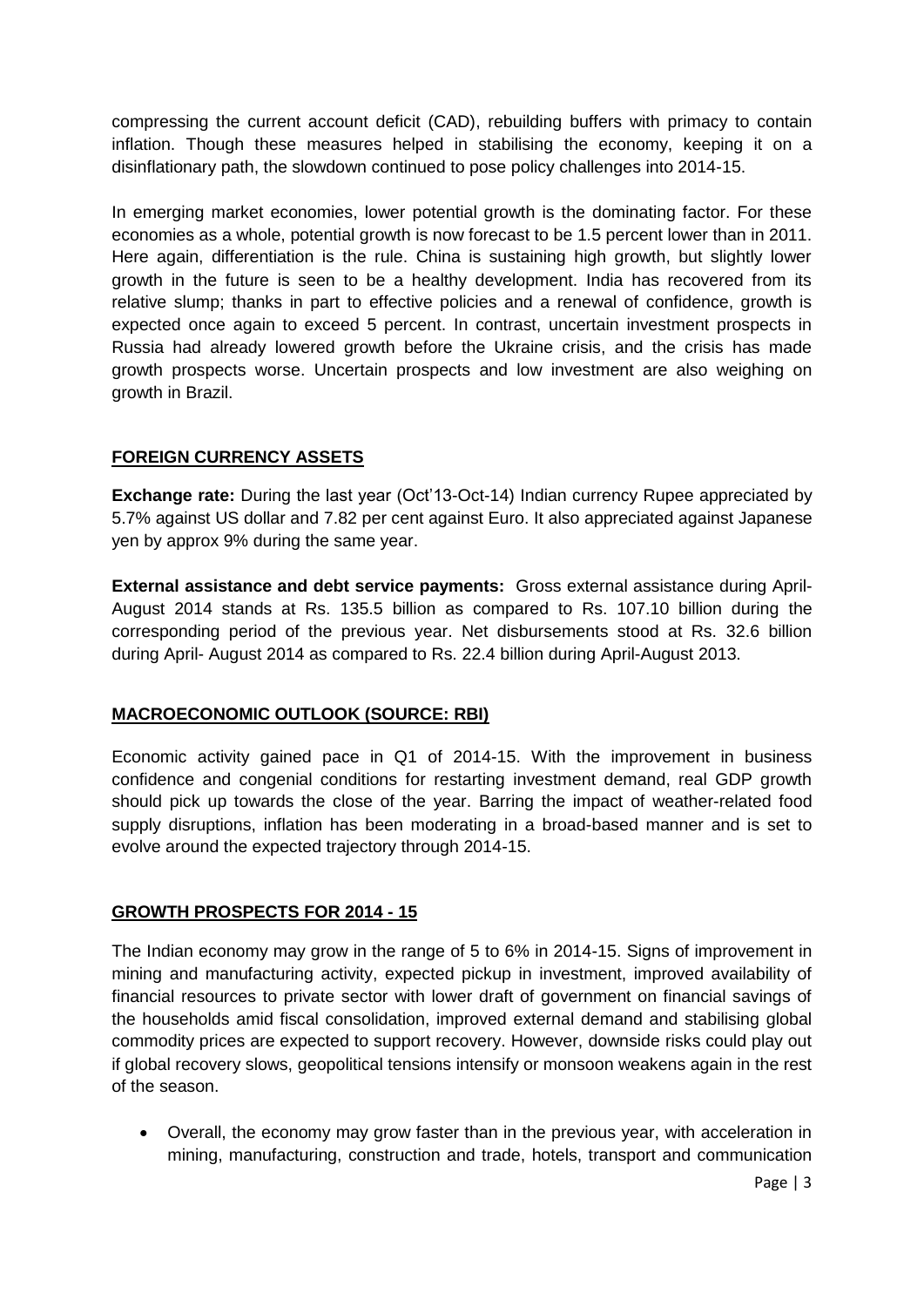compressing the current account deficit (CAD), rebuilding buffers with primacy to contain inflation. Though these measures helped in stabilising the economy, keeping it on a disinflationary path, the slowdown continued to pose policy challenges into 2014-15.

In emerging market economies, lower potential growth is the dominating factor. For these economies as a whole, potential growth is now forecast to be 1.5 percent lower than in 2011. Here again, differentiation is the rule. China is sustaining high growth, but slightly lower growth in the future is seen to be a healthy development. India has recovered from its relative slump; thanks in part to effective policies and a renewal of confidence, growth is expected once again to exceed 5 percent. In contrast, uncertain investment prospects in Russia had already lowered growth before the Ukraine crisis, and the crisis has made growth prospects worse. Uncertain prospects and low investment are also weighing on growth in Brazil.

## FOREIGN CURRENCY ASSETS

**Exchange rate:** During the last year (Oct'13-Oct-14) Indian currency Rupee appreciated by 5.7% against US dollar and 7.82 per cent against Euro. It also appreciated against Japanese yen by approx 9% during the same year.

**External assistance and debt service payments:** Gross external assistance during April-August 2014 stands at Rs. 135.5 billion as compared to Rs. 107.10 billion during the corresponding period of the previous year. Net disbursements stood at Rs. 32.6 billion during April- August 2014 as compared to Rs. 22.4 billion during April-August 2013.

## MACROECONOMIC OUTLOOK (SOURCE: RBI)

Economic activity gained pace in Q1 of 2014-15. With the improvement in business confidence and congenial conditions for restarting investment demand, real GDP growth should pick up towards the close of the year. Barring the impact of weather-related food supply disruptions, inflation has been moderating in a broad-based manner and is set to evolve around the expected trajectory through 2014-15.

## GROWTH PROSPECTS FOR 2014 - 15

The Indian economy may grow in the range of 5 to 6% in 2014-15. Signs of improvement in mining and manufacturing activity, expected pickup in investment, improved availability of financial resources to private sector with lower draft of government on financial savings of the households amid fiscal consolidation, improved external demand and stabilising global commodity prices are expected to support recovery. However, downside risks could play out if global recovery slows, geopolitical tensions intensify or monsoon weakens again in the rest of the season.

- Overall, the economy may grow faster than in the previous year, with acceleration in mining, manufacturing, construction and trade, hotels, transport and communication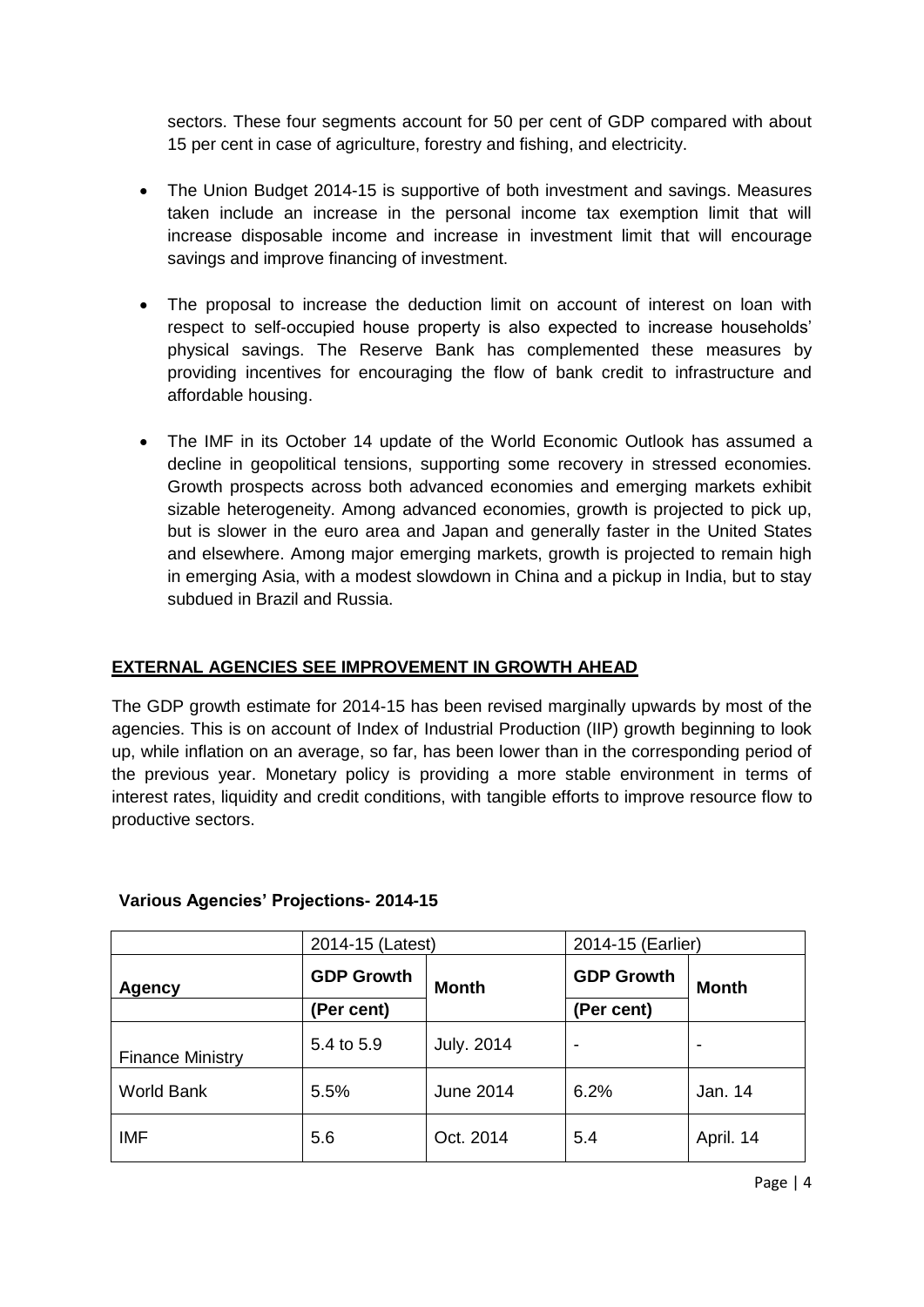sectors. These four segments account for 50 per cent of GDP compared with about 15 per cent in case of agriculture, forestry and fishing, and electricity.

- The Union Budget 2014-15 is supportive of both investment and savings. Measures taken include an increase in the personal income tax exemption limit that will increase disposable income and increase in investment limit that will encourage savings and improve financing of investment.

- The proposal to increase the deduction limit on account of interest on loan with respect to self-occupied house property is also expected to increase households' physical savings. The Reserve Bank has complemented these measures by providing incentives for encouraging the flow of bank credit to infrastructure and affordable housing.

- The IMF in its October 14 update of the World Economic Outlook has assumed a decline in geopolitical tensions, supporting some recovery in stressed economies. Growth prospects across both advanced economies and emerging markets exhibit sizable heterogeneity. Among advanced economies, growth is projected to pick up, but is slower in the euro area and Japan and generally faster in the United States and elsewhere. Among major emerging markets, growth is projected to remain high in emerging Asia, with a modest slowdown in China and a pickup in India, but to stay subdued in Brazil and Russia.

## EXTERNAL AGENCIES SEE IMPROVEMENT IN GROWTH AHEAD

The GDP growth estimate for 2014-15 has been revised marginally upwards by most of the agencies. This is on account of Index of Industrial Production (IIP) growth beginning to look up, while inflation on an average, so far, has been lower than in the corresponding period of the previous year. Monetary policy is providing a more stable environment in terms of interest rates, liquidity and credit conditions, with tangible efforts to improve resource flow to productive sectors.

**Various Agencies' Projections- 2014-15**

| | 2014-15 (Latest) | | 2014-15 (Earlier) | |
|---|---|---|---|---|
| **Agency** | **GDP Growth (Per cent)** | **Month** | **GDP Growth (Per cent)** | **Month** |
| Finance Ministry | 5.4 to 5.9 | July. 2014 | - | - |
| World Bank | 5.5% | June 2014 | 6.2% | Jan. 14 |
| IMF | 5.6 | Oct. 2014 | 5.4 | April. 14 |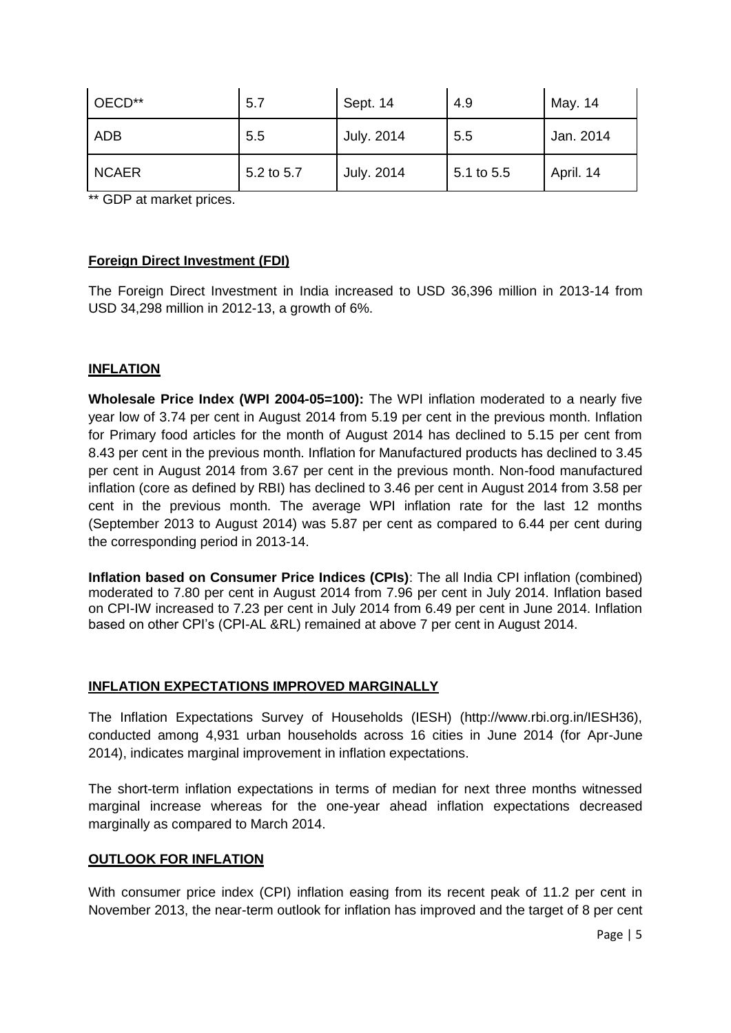| OECD** | 5.7 | Sept. 14 | 4.9 | May. 14 |
|---|---|---|---|---|
| ADB | 5.5 | July. 2014 | 5.5 | Jan. 2014 |
| NCAER | 5.2 to 5.7 | July. 2014 | 5.1 to 5.5 | April. 14 |

** GDP at market prices.

## Foreign Direct Investment (FDI)

The Foreign Direct Investment in India increased to USD 36,396 million in 2013-14 from USD 34,298 million in 2012-13, a growth of 6%.

## INFLATION

**Wholesale Price Index (WPI 2004-05=100):** The WPI inflation moderated to a nearly five year low of 3.74 per cent in August 2014 from 5.19 per cent in the previous month. Inflation for Primary food articles for the month of August 2014 has declined to 5.15 per cent from 8.43 per cent in the previous month. Inflation for Manufactured products has declined to 3.45 per cent in August 2014 from 3.67 per cent in the previous month. Non-food manufactured inflation (core as defined by RBI) has declined to 3.46 per cent in August 2014 from 3.58 per cent in the previous month. The average WPI inflation rate for the last 12 months (September 2013 to August 2014) was 5.87 per cent as compared to 6.44 per cent during the corresponding period in 2013-14.

**Inflation based on Consumer Price Indices (CPIs)**: The all India CPI inflation (combined) moderated to 7.80 per cent in August 2014 from 7.96 per cent in July 2014. Inflation based on CPI-IW increased to 7.23 per cent in July 2014 from 6.49 per cent in June 2014. Inflation based on other CPI's (CPI-AL &RL) remained at above 7 per cent in August 2014.

## INFLATION EXPECTATIONS IMPROVED MARGINALLY

The Inflation Expectations Survey of Households (IESH) (http://www.rbi.org.in/IESH36), conducted among 4,931 urban households across 16 cities in June 2014 (for Apr-June 2014), indicates marginal improvement in inflation expectations.

The short-term inflation expectations in terms of median for next three months witnessed marginal increase whereas for the one-year ahead inflation expectations decreased marginally as compared to March 2014.

## OUTLOOK FOR INFLATION

With consumer price index (CPI) inflation easing from its recent peak of 11.2 per cent in November 2013, the near-term outlook for inflation has improved and the target of 8 per cent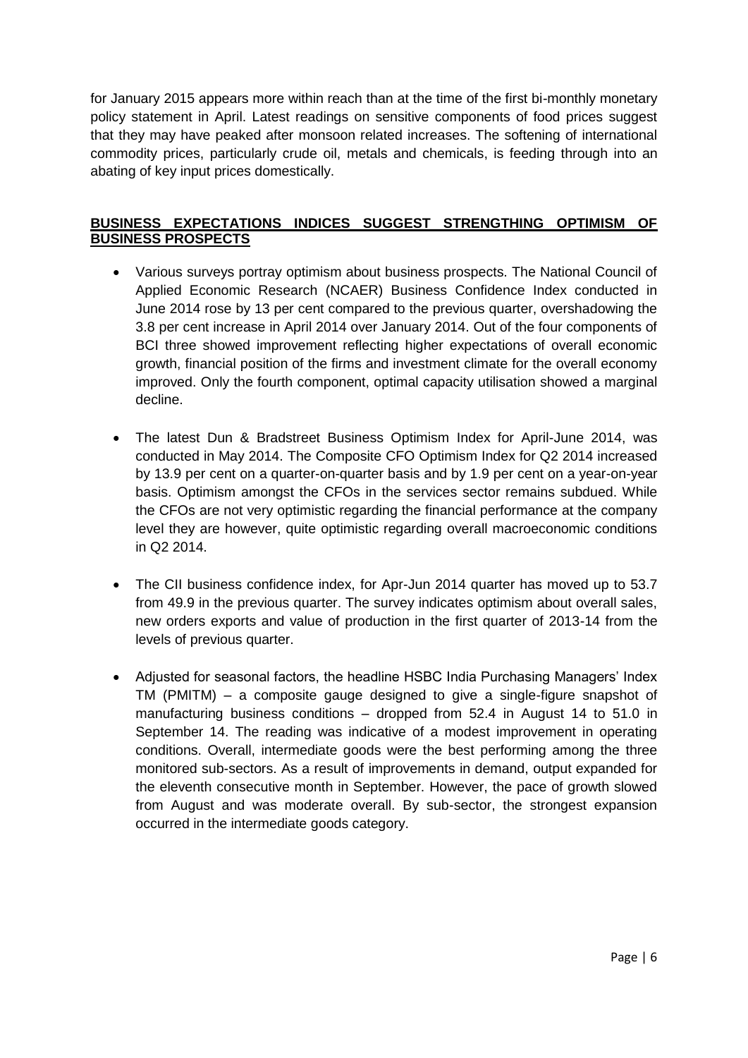for January 2015 appears more within reach than at the time of the first bi-monthly monetary policy statement in April. Latest readings on sensitive components of food prices suggest that they may have peaked after monsoon related increases. The softening of international commodity prices, particularly crude oil, metals and chemicals, is feeding through into an abating of key input prices domestically.

## BUSINESS EXPECTATIONS INDICES SUGGEST STRENGTHING OPTIMISM OF BUSINESS PROSPECTS

- Various surveys portray optimism about business prospects. The National Council of Applied Economic Research (NCAER) Business Confidence Index conducted in June 2014 rose by 13 per cent compared to the previous quarter, overshadowing the 3.8 per cent increase in April 2014 over January 2014. Out of the four components of BCI three showed improvement reflecting higher expectations of overall economic growth, financial position of the firms and investment climate for the overall economy improved. Only the fourth component, optimal capacity utilisation showed a marginal decline.

- The latest Dun & Bradstreet Business Optimism Index for April-June 2014, was conducted in May 2014. The Composite CFO Optimism Index for Q2 2014 increased by 13.9 per cent on a quarter-on-quarter basis and by 1.9 per cent on a year-on-year basis. Optimism amongst the CFOs in the services sector remains subdued. While the CFOs are not very optimistic regarding the financial performance at the company level they are however, quite optimistic regarding overall macroeconomic conditions in Q2 2014.

- The CII business confidence index, for Apr-Jun 2014 quarter has moved up to 53.7 from 49.9 in the previous quarter. The survey indicates optimism about overall sales, new orders exports and value of production in the first quarter of 2013-14 from the levels of previous quarter.

- Adjusted for seasonal factors, the headline HSBC India Purchasing Managers' Index TM (PMITM) – a composite gauge designed to give a single-figure snapshot of manufacturing business conditions – dropped from 52.4 in August 14 to 51.0 in September 14. The reading was indicative of a modest improvement in operating conditions. Overall, intermediate goods were the best performing among the three monitored sub-sectors. As a result of improvements in demand, output expanded for the eleventh consecutive month in September. However, the pace of growth slowed from August and was moderate overall. By sub-sector, the strongest expansion occurred in the intermediate goods category.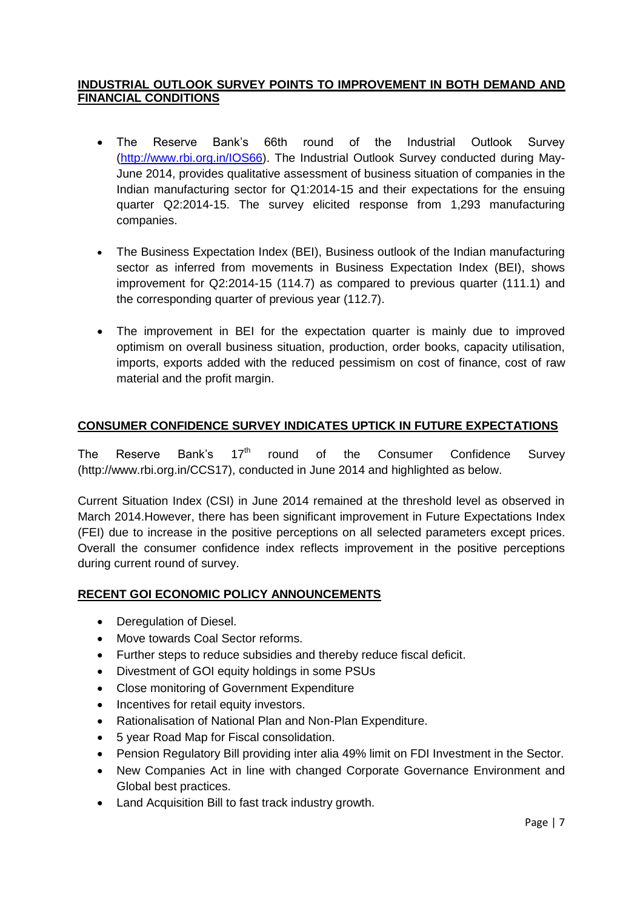## INDUSTRIAL OUTLOOK SURVEY POINTS TO IMPROVEMENT IN BOTH DEMAND AND FINANCIAL CONDITIONS

- The Reserve Bank's 66th round of the Industrial Outlook Survey (http://www.rbi.org.in/IOS66). The Industrial Outlook Survey conducted during May-June 2014, provides qualitative assessment of business situation of companies in the Indian manufacturing sector for Q1:2014-15 and their expectations for the ensuing quarter Q2:2014-15. The survey elicited response from 1,293 manufacturing companies.
- The Business Expectation Index (BEI), Business outlook of the Indian manufacturing sector as inferred from movements in Business Expectation Index (BEI), shows improvement for Q2:2014-15 (114.7) as compared to previous quarter (111.1) and the corresponding quarter of previous year (112.7).
- The improvement in BEI for the expectation quarter is mainly due to improved optimism on overall business situation, production, order books, capacity utilisation, imports, exports added with the reduced pessimism on cost of finance, cost of raw material and the profit margin.

## CONSUMER CONFIDENCE SURVEY INDICATES UPTICK IN FUTURE EXPECTATIONS

The Reserve Bank's 17th round of the Consumer Confidence Survey (http://www.rbi.org.in/CCS17), conducted in June 2014 and highlighted as below.

Current Situation Index (CSI) in June 2014 remained at the threshold level as observed in March 2014.However, there has been significant improvement in Future Expectations Index (FEI) due to increase in the positive perceptions on all selected parameters except prices. Overall the consumer confidence index reflects improvement in the positive perceptions during current round of survey.

## RECENT GOI ECONOMIC POLICY ANNOUNCEMENTS

- Deregulation of Diesel.
- Move towards Coal Sector reforms.
- Further steps to reduce subsidies and thereby reduce fiscal deficit.
- Divestment of GOI equity holdings in some PSUs
- Close monitoring of Government Expenditure
- Incentives for retail equity investors.
- Rationalisation of National Plan and Non-Plan Expenditure.
- 5 year Road Map for Fiscal consolidation.
- Pension Regulatory Bill providing inter alia 49% limit on FDI Investment in the Sector.
- New Companies Act in line with changed Corporate Governance Environment and Global best practices.
- Land Acquisition Bill to fast track industry growth.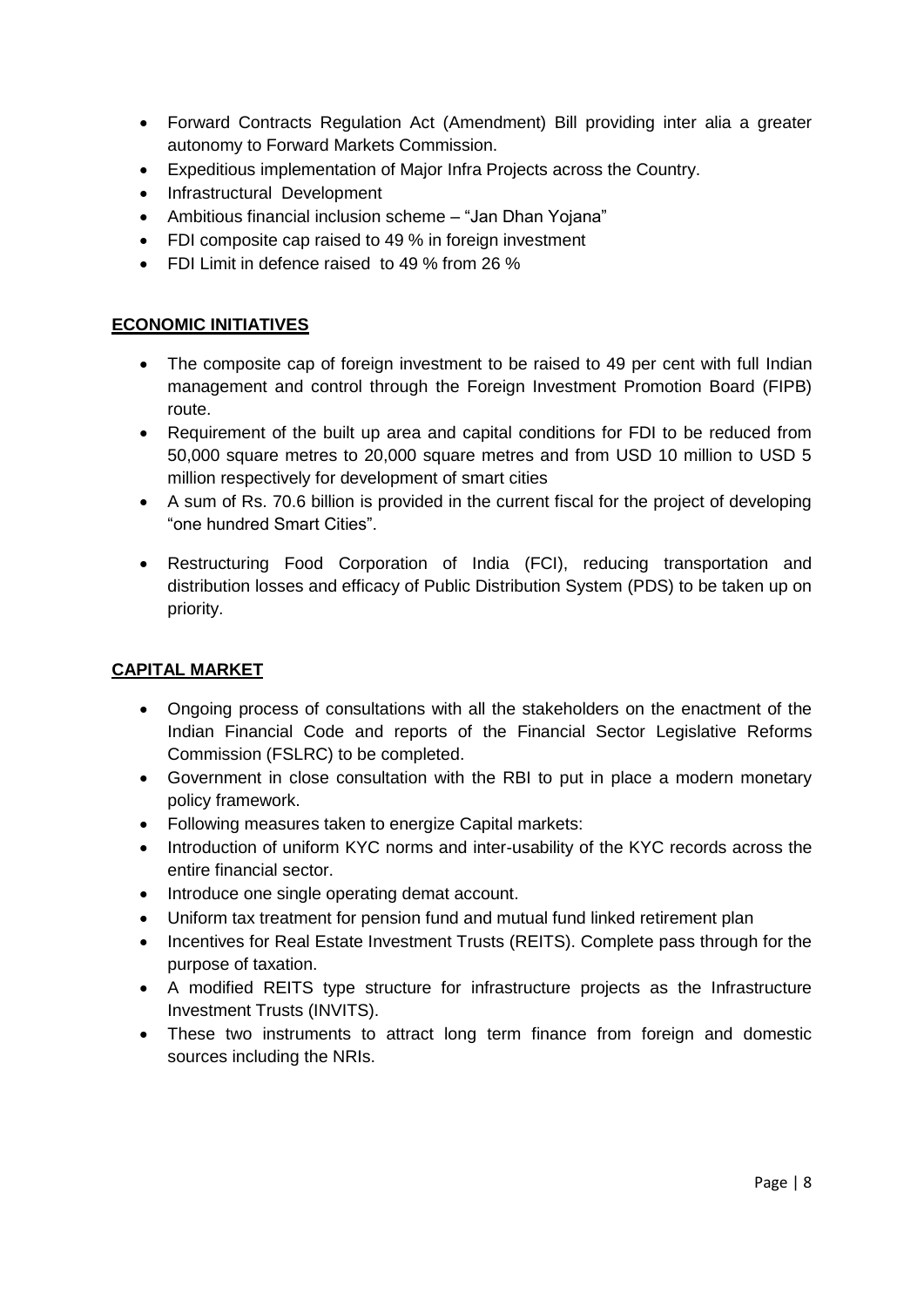- Forward Contracts Regulation Act (Amendment) Bill providing inter alia a greater autonomy to Forward Markets Commission.
- Expeditious implementation of Major Infra Projects across the Country.
- Infrastructural Development
- Ambitious financial inclusion scheme – "Jan Dhan Yojana"
- FDI composite cap raised to 49 % in foreign investment
- FDI Limit in defence raised to 49 % from 26 %

## ECONOMIC INITIATIVES

- The composite cap of foreign investment to be raised to 49 per cent with full Indian management and control through the Foreign Investment Promotion Board (FIPB) route.
- Requirement of the built up area and capital conditions for FDI to be reduced from 50,000 square metres to 20,000 square metres and from USD 10 million to USD 5 million respectively for development of smart cities
- A sum of Rs. 70.6 billion is provided in the current fiscal for the project of developing "one hundred Smart Cities".
- Restructuring Food Corporation of India (FCI), reducing transportation and distribution losses and efficacy of Public Distribution System (PDS) to be taken up on priority.

## CAPITAL MARKET

- Ongoing process of consultations with all the stakeholders on the enactment of the Indian Financial Code and reports of the Financial Sector Legislative Reforms Commission (FSLRC) to be completed.
- Government in close consultation with the RBI to put in place a modern monetary policy framework.
- Following measures taken to energize Capital markets:
- Introduction of uniform KYC norms and inter-usability of the KYC records across the entire financial sector.
- Introduce one single operating demat account.
- Uniform tax treatment for pension fund and mutual fund linked retirement plan
- Incentives for Real Estate Investment Trusts (REITS). Complete pass through for the purpose of taxation.
- A modified REITS type structure for infrastructure projects as the Infrastructure Investment Trusts (INVITS).
- These two instruments to attract long term finance from foreign and domestic sources including the NRIs.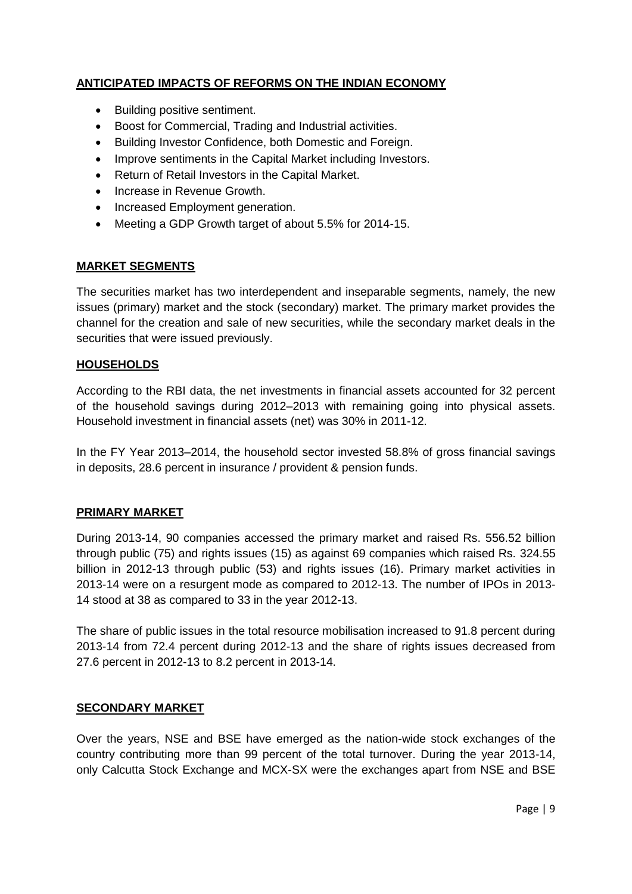## ANTICIPATED IMPACTS OF REFORMS ON THE INDIAN ECONOMY

- Building positive sentiment.
- Boost for Commercial, Trading and Industrial activities.
- Building Investor Confidence, both Domestic and Foreign.
- Improve sentiments in the Capital Market including Investors.
- Return of Retail Investors in the Capital Market.
- Increase in Revenue Growth.
- Increased Employment generation.
- Meeting a GDP Growth target of about 5.5% for 2014-15.

## MARKET SEGMENTS

The securities market has two interdependent and inseparable segments, namely, the new issues (primary) market and the stock (secondary) market. The primary market provides the channel for the creation and sale of new securities, while the secondary market deals in the securities that were issued previously.

## HOUSEHOLDS

According to the RBI data, the net investments in financial assets accounted for 32 percent of the household savings during 2012–2013 with remaining going into physical assets. Household investment in financial assets (net) was 30% in 2011-12.

In the FY Year 2013–2014, the household sector invested 58.8% of gross financial savings in deposits, 28.6 percent in insurance / provident & pension funds.

## PRIMARY MARKET

During 2013-14, 90 companies accessed the primary market and raised Rs. 556.52 billion through public (75) and rights issues (15) as against 69 companies which raised Rs. 324.55 billion in 2012-13 through public (53) and rights issues (16). Primary market activities in 2013-14 were on a resurgent mode as compared to 2012-13. The number of IPOs in 2013-14 stood at 38 as compared to 33 in the year 2012-13.

The share of public issues in the total resource mobilisation increased to 91.8 percent during 2013-14 from 72.4 percent during 2012-13 and the share of rights issues decreased from 27.6 percent in 2012-13 to 8.2 percent in 2013-14.

## SECONDARY MARKET

Over the years, NSE and BSE have emerged as the nation-wide stock exchanges of the country contributing more than 99 percent of the total turnover. During the year 2013-14, only Calcutta Stock Exchange and MCX-SX were the exchanges apart from NSE and BSE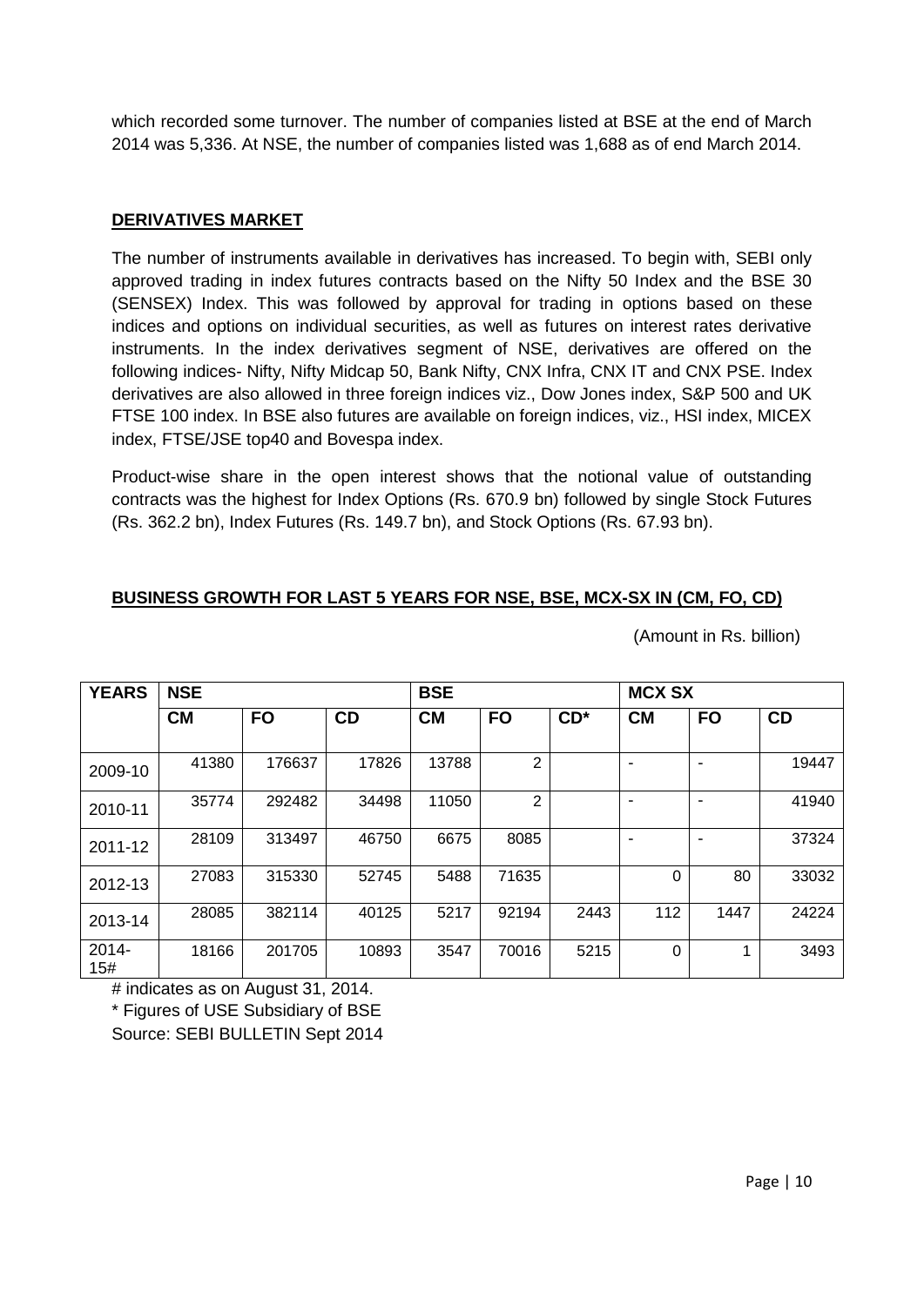which recorded some turnover. The number of companies listed at BSE at the end of March 2014 was 5,336. At NSE, the number of companies listed was 1,688 as of end March 2014.

## DERIVATIVES MARKET

The number of instruments available in derivatives has increased. To begin with, SEBI only approved trading in index futures contracts based on the Nifty 50 Index and the BSE 30 (SENSEX) Index. This was followed by approval for trading in options based on these indices and options on individual securities, as well as futures on interest rates derivative instruments. In the index derivatives segment of NSE, derivatives are offered on the following indices- Nifty, Nifty Midcap 50, Bank Nifty, CNX Infra, CNX IT and CNX PSE. Index derivatives are also allowed in three foreign indices viz., Dow Jones index, S&P 500 and UK FTSE 100 index. In BSE also futures are available on foreign indices, viz., HSI index, MICEX index, FTSE/JSE top40 and Bovespa index.

Product-wise share in the open interest shows that the notional value of outstanding contracts was the highest for Index Options (Rs. 670.9 bn) followed by single Stock Futures (Rs. 362.2 bn), Index Futures (Rs. 149.7 bn), and Stock Options (Rs. 67.93 bn).

## BUSINESS GROWTH FOR LAST 5 YEARS FOR NSE, BSE, MCX-SX IN (CM, FO, CD)

(Amount in Rs. billion)

| YEARS | NSE | | | BSE | | | MCX SX | | |
|---|---|---|---|---|---|---|---|---|---|
| | CM | FO | CD | CM | FO | CD* | CM | FO | CD |
| 2009-10 | 41380 | 176637 | 17826 | 13788 | 2 | | - | - | 19447 |
| 2010-11 | 35774 | 292482 | 34498 | 11050 | 2 | | - | - | 41940 |
| 2011-12 | 28109 | 313497 | 46750 | 6675 | 8085 | | - | - | 37324 |
| 2012-13 | 27083 | 315330 | 52745 | 5488 | 71635 | | 0 | 80 | 33032 |
| 2013-14 | 28085 | 382114 | 40125 | 5217 | 92194 | 2443 | 112 | 1447 | 24224 |
| 2014-15# | 18166 | 201705 | 10893 | 3547 | 70016 | 5215 | 0 | 1 | 3493 |

# indicates as on August 31, 2014.

* Figures of USE Subsidiary of BSE

Source: SEBI BULLETIN Sept 2014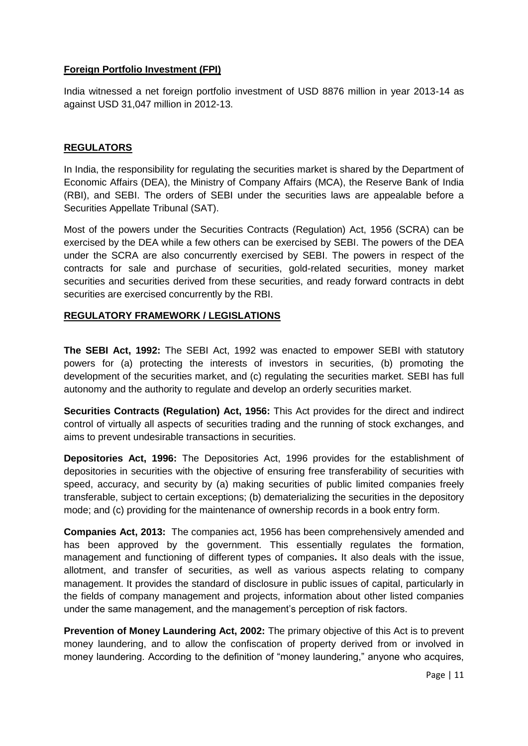## Foreign Portfolio Investment (FPI)

India witnessed a net foreign portfolio investment of USD 8876 million in year 2013-14 as against USD 31,047 million in 2012-13.

## REGULATORS

In India, the responsibility for regulating the securities market is shared by the Department of Economic Affairs (DEA), the Ministry of Company Affairs (MCA), the Reserve Bank of India (RBI), and SEBI. The orders of SEBI under the securities laws are appealable before a Securities Appellate Tribunal (SAT).

Most of the powers under the Securities Contracts (Regulation) Act, 1956 (SCRA) can be exercised by the DEA while a few others can be exercised by SEBI. The powers of the DEA under the SCRA are also concurrently exercised by SEBI. The powers in respect of the contracts for sale and purchase of securities, gold-related securities, money market securities and securities derived from these securities, and ready forward contracts in debt securities are exercised concurrently by the RBI.

## REGULATORY FRAMEWORK / LEGISLATIONS

**The SEBI Act, 1992:** The SEBI Act, 1992 was enacted to empower SEBI with statutory powers for (a) protecting the interests of investors in securities, (b) promoting the development of the securities market, and (c) regulating the securities market. SEBI has full autonomy and the authority to regulate and develop an orderly securities market.

**Securities Contracts (Regulation) Act, 1956:** This Act provides for the direct and indirect control of virtually all aspects of securities trading and the running of stock exchanges, and aims to prevent undesirable transactions in securities.

**Depositories Act, 1996:** The Depositories Act, 1996 provides for the establishment of depositories in securities with the objective of ensuring free transferability of securities with speed, accuracy, and security by (a) making securities of public limited companies freely transferable, subject to certain exceptions; (b) dematerializing the securities in the depository mode; and (c) providing for the maintenance of ownership records in a book entry form.

**Companies Act, 2013:** The companies act, 1956 has been comprehensively amended and has been approved by the government. This essentially regulates the formation, management and functioning of different types of companies**.** It also deals with the issue, allotment, and transfer of securities, as well as various aspects relating to company management. It provides the standard of disclosure in public issues of capital, particularly in the fields of company management and projects, information about other listed companies under the same management, and the management's perception of risk factors.

**Prevention of Money Laundering Act, 2002:** The primary objective of this Act is to prevent money laundering, and to allow the confiscation of property derived from or involved in money laundering. According to the definition of "money laundering," anyone who acquires,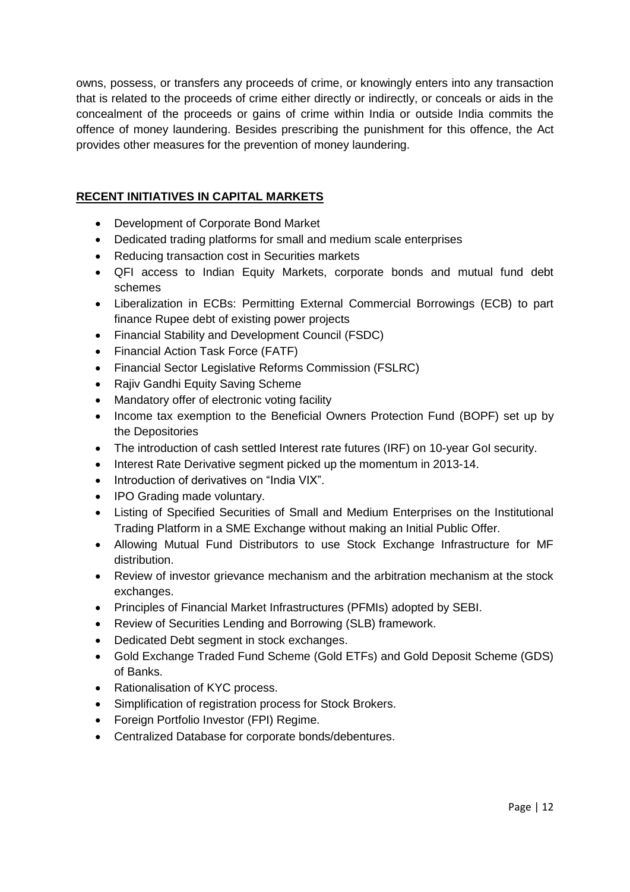owns, possess, or transfers any proceeds of crime, or knowingly enters into any transaction that is related to the proceeds of crime either directly or indirectly, or conceals or aids in the concealment of the proceeds or gains of crime within India or outside India commits the offence of money laundering. Besides prescribing the punishment for this offence, the Act provides other measures for the prevention of money laundering.

## RECENT INITIATIVES IN CAPITAL MARKETS

- Development of Corporate Bond Market
- Dedicated trading platforms for small and medium scale enterprises
- Reducing transaction cost in Securities markets
- QFI access to Indian Equity Markets, corporate bonds and mutual fund debt schemes
- Liberalization in ECBs: Permitting External Commercial Borrowings (ECB) to part finance Rupee debt of existing power projects
- Financial Stability and Development Council (FSDC)
- Financial Action Task Force (FATF)
- Financial Sector Legislative Reforms Commission (FSLRC)
- Rajiv Gandhi Equity Saving Scheme
- Mandatory offer of electronic voting facility
- Income tax exemption to the Beneficial Owners Protection Fund (BOPF) set up by the Depositories
- The introduction of cash settled Interest rate futures (IRF) on 10-year GoI security.
- Interest Rate Derivative segment picked up the momentum in 2013-14.
- Introduction of derivatives on "India VIX".
- IPO Grading made voluntary.
- Listing of Specified Securities of Small and Medium Enterprises on the Institutional Trading Platform in a SME Exchange without making an Initial Public Offer.
- Allowing Mutual Fund Distributors to use Stock Exchange Infrastructure for MF distribution.
- Review of investor grievance mechanism and the arbitration mechanism at the stock exchanges.
- Principles of Financial Market Infrastructures (PFMIs) adopted by SEBI.
- Review of Securities Lending and Borrowing (SLB) framework.
- Dedicated Debt segment in stock exchanges.
- Gold Exchange Traded Fund Scheme (Gold ETFs) and Gold Deposit Scheme (GDS) of Banks.
- Rationalisation of KYC process.
- Simplification of registration process for Stock Brokers.
- Foreign Portfolio Investor (FPI) Regime.
- Centralized Database for corporate bonds/debentures.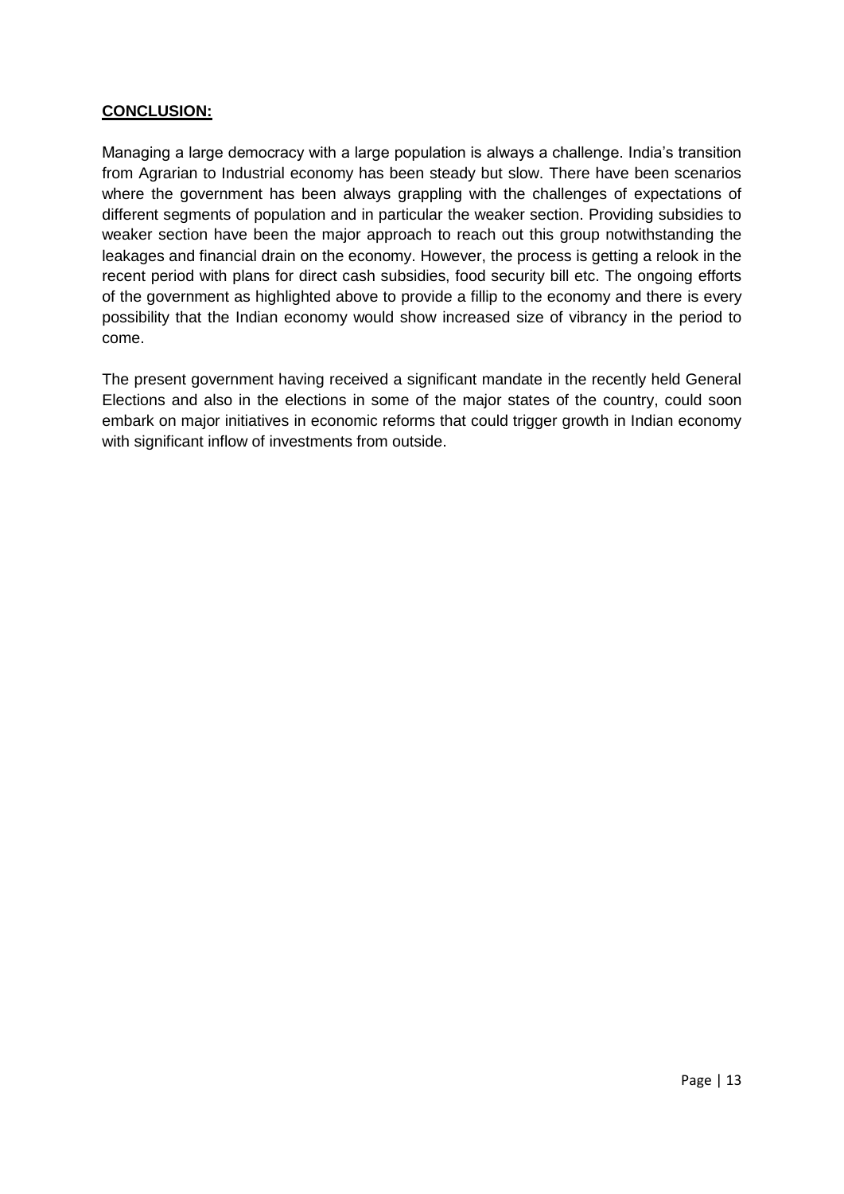**CONCLUSION:**

Managing a large democracy with a large population is always a challenge. India's transition from Agrarian to Industrial economy has been steady but slow. There have been scenarios where the government has been always grappling with the challenges of expectations of different segments of population and in particular the weaker section. Providing subsidies to weaker section have been the major approach to reach out this group notwithstanding the leakages and financial drain on the economy. However, the process is getting a relook in the recent period with plans for direct cash subsidies, food security bill etc. The ongoing efforts of the government as highlighted above to provide a fillip to the economy and there is every possibility that the Indian economy would show increased size of vibrancy in the period to come.

The present government having received a significant mandate in the recently held General Elections and also in the elections in some of the major states of the country, could soon embark on major initiatives in economic reforms that could trigger growth in Indian economy with significant inflow of investments from outside.